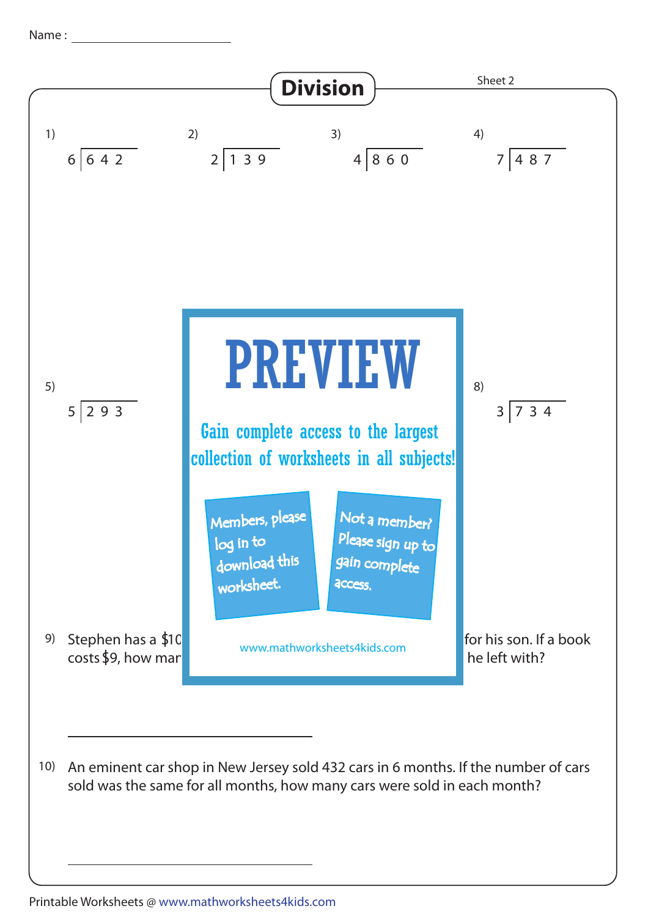Name : ________________________

# Division

Sheet 2

1) $6 \overline{)642}$

2) $2 \overline{)139}$

3) $4 \overline{)860}$

4) $7 \overline{)487}$

5) $5 \overline{)293}$

8) $3 \overline{)734}$

## PREVIEW

Gain complete access to the largest collection of worksheets in all subjects!

Members, please log in to download this worksheet.

Not a member? Please sign up to gain complete access.

www.mathworksheets4kids.com

9) Stephen has a $10 ... for his son. If a book costs $9, how mar ... he left with?

________________________

10) An eminent car shop in New Jersey sold 432 cars in 6 months. If the number of cars sold was the same for all months, how many cars were sold in each month?

________________________

Printable Worksheets @ www.mathworksheets4kids.com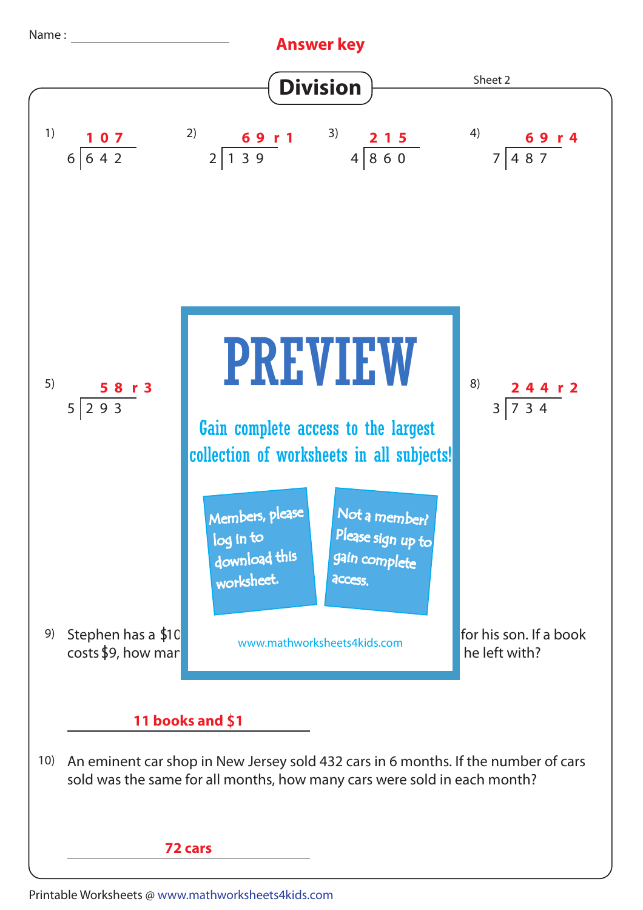Name : ____________________

**Answer key**

# Division

Sheet 2

1) $6 \overline{)642}$ **107**

2) $2 \overline{)139}$ **69 r 1**

3) $4 \overline{)860}$ **215**

4) $7 \overline{)487}$ **69 r 4**

5) $5 \overline{)293}$ **58 r 3**

8) $3 \overline{)734}$ **244 r 2**

PREVIEW

Gain complete access to the largest collection of worksheets in all subjects!

Members, please log in to download this worksheet.

Not a member? Please sign up to gain complete access.

www.mathworksheets4kids.com

9) Stephen has a $10 ... for his son. If a book costs $9, how mar ... he left with?

**11 books and $1**

10) An eminent car shop in New Jersey sold 432 cars in 6 months. If the number of cars sold was the same for all months, how many cars were sold in each month?

**72 cars**

Printable Worksheets @ www.mathworksheets4kids.com